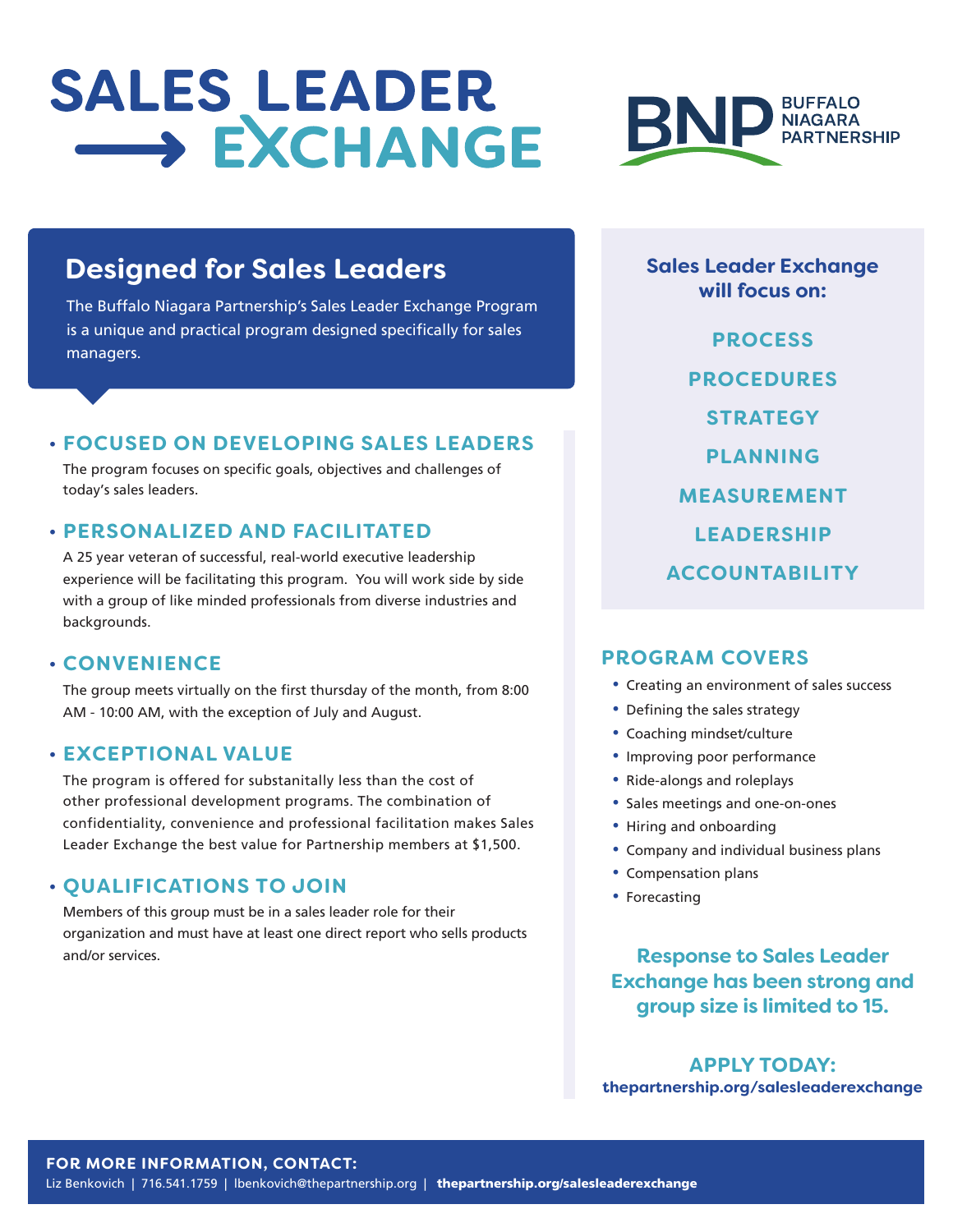# SALES LEADER EXCHANGE

BNP BUFFALO NIAGARA PARTNERSHIP

## Designed for Sales Leaders

The Buffalo Niagara Partnership's Sales Leader Exchange Program is a unique and practical program designed specifically for sales managers.

### • FOCUSED ON DEVELOPING SALES LEADERS

The program focuses on specific goals, objectives and challenges of today's sales leaders.

### • PERSONALIZED AND FACILITATED

A 25 year veteran of successful, real-world executive leadership experience will be facilitating this program.  You will work side by side with a group of like minded professionals from diverse industries and backgrounds.

### • CONVENIENCE

The group meets virtually on the first thursday of the month, from 8:00 AM - 10:00 AM, with the exception of July and August.

### • EXCEPTIONAL VALUE

The program is offered for substanitally less than the cost of other professional development programs. The combination of confidentiality, convenience and professional facilitation makes Sales Leader Exchange the best value for Partnership members at $1,500.

### • QUALIFICATIONS TO JOIN

Members of this group must be in a sales leader role for their organization and must have at least one direct report who sells products and/or services.

**Sales Leader Exchange will focus on:**

- PROCESS
- PROCEDURES
- STRATEGY
- PLANNING
- MEASUREMENT
- LEADERSHIP
- ACCOUNTABILITY

### PROGRAM COVERS

- Creating an environment of sales success
- Defining the sales strategy
- Coaching mindset/culture
- Improving poor performance
- Ride-alongs and roleplays
- Sales meetings and one-on-ones
- Hiring and onboarding
- Company and individual business plans
- Compensation plans
- Forecasting

**Response to Sales Leader Exchange has been strong and group size is limited to 15.**

**APPLY TODAY:**
**thepartnership.org/salesleaderexchange**

**FOR MORE INFORMATION, CONTACT:**
Liz Benkovich | 716.541.1759 | lbenkovich@thepartnership.org | **thepartnership.org/salesleaderexchange**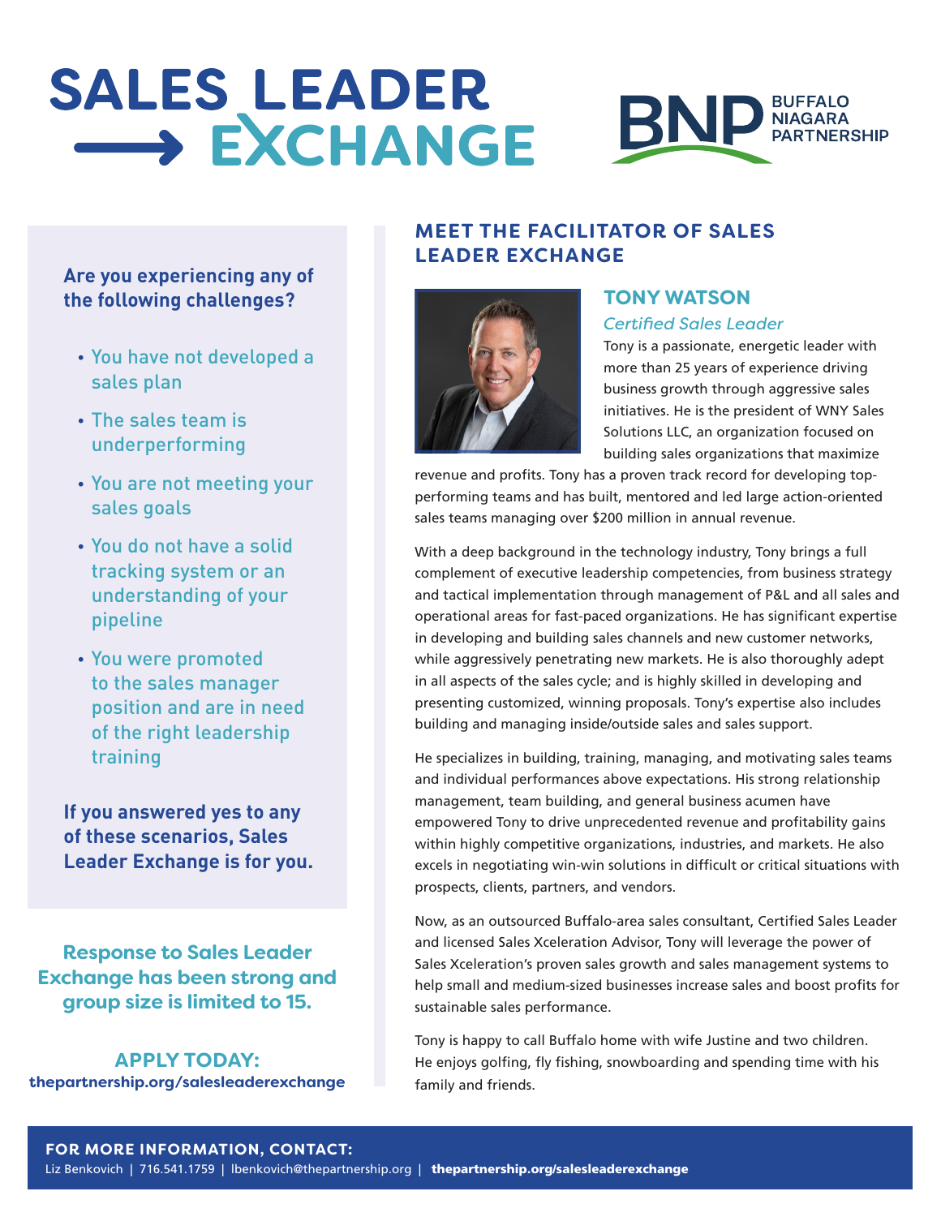# SALES LEADER EXCHANGE

BNP BUFFALO NIAGARA PARTNERSHIP

**Are you experiencing any of the following challenges?**

- You have not developed a sales plan
- The sales team is underperforming
- You are not meeting your sales goals
- You do not have a solid tracking system or an understanding of your pipeline
- You were promoted to the sales manager position and are in need of the right leadership training

**If you answered yes to any of these scenarios, Sales Leader Exchange is for you.**

**Response to Sales Leader Exchange has been strong and group size is limited to 15.**

**APPLY TODAY:**
**thepartnership.org/salesleaderexchange**

## MEET THE FACILITATOR OF SALES LEADER EXCHANGE

### TONY WATSON

*Certified Sales Leader*

Tony is a passionate, energetic leader with more than 25 years of experience driving business growth through aggressive sales initiatives. He is the president of WNY Sales Solutions LLC, an organization focused on building sales organizations that maximize revenue and profits. Tony has a proven track record for developing top-performing teams and has built, mentored and led large action-oriented sales teams managing over $200 million in annual revenue.

With a deep background in the technology industry, Tony brings a full complement of executive leadership competencies, from business strategy and tactical implementation through management of P&L and all sales and operational areas for fast-paced organizations. He has significant expertise in developing and building sales channels and new customer networks, while aggressively penetrating new markets. He is also thoroughly adept in all aspects of the sales cycle; and is highly skilled in developing and presenting customized, winning proposals. Tony's expertise also includes building and managing inside/outside sales and sales support.

He specializes in building, training, managing, and motivating sales teams and individual performances above expectations. His strong relationship management, team building, and general business acumen have empowered Tony to drive unprecedented revenue and profitability gains within highly competitive organizations, industries, and markets. He also excels in negotiating win-win solutions in difficult or critical situations with prospects, clients, partners, and vendors.

Now, as an outsourced Buffalo-area sales consultant, Certified Sales Leader and licensed Sales Xceleration Advisor, Tony will leverage the power of Sales Xceleration's proven sales growth and sales management systems to help small and medium-sized businesses increase sales and boost profits for sustainable sales performance.

Tony is happy to call Buffalo home with wife Justine and two children. He enjoys golfing, fly fishing, snowboarding and spending time with his family and friends.

**FOR MORE INFORMATION, CONTACT:**
Liz Benkovich | 716.541.1759 | lbenkovich@thepartnership.org | **thepartnership.org/salesleaderexchange**